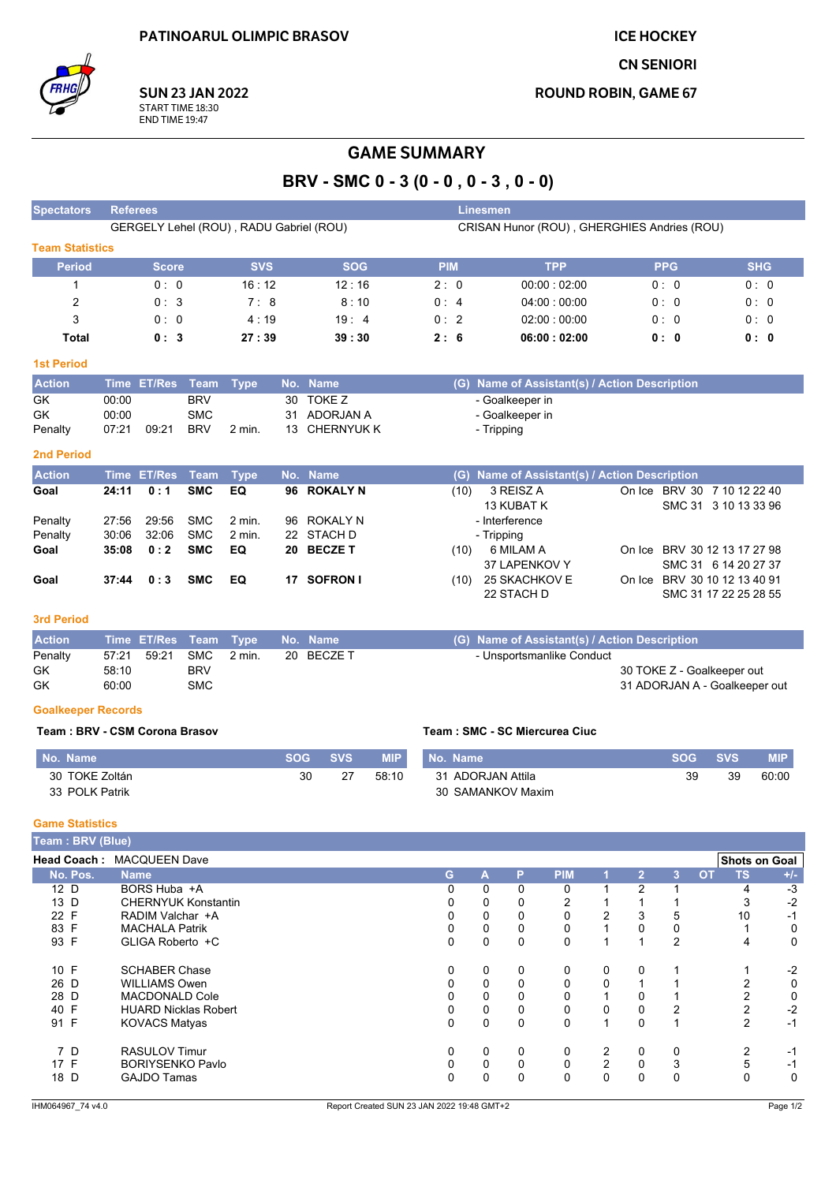PATINOARUL OLIMPIC BRASOV

ICE HOCKEY

CN SENIORI

ROUND ROBIN, GAME 67

**SUN 23 JAN 2022**
START TIME 18:30
END TIME 19:47

# GAME SUMMARY

## BRV - SMC 0 - 3 (0 - 0 , 0 - 3 , 0 - 0)

| Spectators | Referees | Linesmen |
|---|---|---|
| | GERGELY Lehel (ROU) , RADU Gabriel (ROU) | CRISAN Hunor (ROU) , GHERGHIES Andries (ROU) |

### Team Statistics

| Period | Score | SVS | SOG | PIM | TPP | PPG | SHG |
|---|---|---|---|---|---|---|---|
| 1 | 0 : 0 | 16 : 12 | 12 : 16 | 2 : 0 | 00:00 : 02:00 | 0 : 0 | 0 : 0 |
| 2 | 0 : 3 | 7 : 8 | 8 : 10 | 0 : 4 | 04:00 : 00:00 | 0 : 0 | 0 : 0 |
| 3 | 0 : 0 | 4 : 19 | 19 : 4 | 0 : 2 | 02:00 : 00:00 | 0 : 0 | 0 : 0 |
| **Total** | **0 : 3** | **27 : 39** | **39 : 30** | **2 : 6** | **06:00 : 02:00** | **0 : 0** | **0 : 0** |

### 1st Period

| Action | Time | ET/Res | Team | Type | No. | Name | (G) | Name of Assistant(s) / Action Description | |
|---|---|---|---|---|---|---|---|---|---|
| GK | 00:00 | | BRV | | 30 | TOKE Z | | - Goalkeeper in | |
| GK | 00:00 | | SMC | | 31 | ADORJAN A | | - Goalkeeper in | |
| Penalty | 07:21 | 09:21 | BRV | 2 min. | 13 | CHERNYUK K | | - Tripping | |

### 2nd Period

| Action | Time | ET/Res | Team | Type | No. | Name | (G) | Name of Assistant(s) / Action Description | |
|---|---|---|---|---|---|---|---|---|---|
| **Goal** | **24:11** | **0 : 1** | **SMC** | **EQ** | **96** | **ROKALY N** | (10) | 3 REISZ A<br>13 KUBAT K | On Ice BRV 30 7 10 12 22 40<br>SMC 31 3 10 13 33 96 |
| Penalty | 27:56 | 29:56 | SMC | 2 min. | 96 | ROKALY N | | - Interference | |
| Penalty | 30:06 | 32:06 | SMC | 2 min. | 22 | STACH D | | - Tripping | |
| **Goal** | **35:08** | **0 : 2** | **SMC** | **EQ** | **20** | **BECZE T** | (10) | 6 MILAM A<br>37 LAPENKOV Y | On Ice BRV 30 12 13 17 27 98<br>SMC 31 6 14 20 27 37 |
| **Goal** | **37:44** | **0 : 3** | **SMC** | **EQ** | **17** | **SOFRON I** | (10) | 25 SKACHKOV E<br>22 STACH D | On Ice BRV 30 10 12 13 40 91<br>SMC 31 17 22 25 28 55 |

### 3rd Period

| Action | Time | ET/Res | Team | Type | No. | Name | (G) | Name of Assistant(s) / Action Description | |
|---|---|---|---|---|---|---|---|---|---|
| Penalty | 57:21 | 59:21 | SMC | 2 min. | 20 | BECZE T | | - Unsportsmanlike Conduct | |
| GK | 58:10 | | BRV | | | | | | 30 TOKE Z - Goalkeeper out |
| GK | 60:00 | | SMC | | | | | | 31 ADORJAN A - Goalkeeper out |

### Goalkeeper Records

**Team : BRV - CSM Corona Brasov**

| No. Name | SOG | SVS | MIP |
|---|---|---|---|
| 30 TOKE Zoltán | 30 | 27 | 58:10 |
| 33 POLK Patrik | | | |

**Team : SMC - SC Miercurea Ciuc**

| No. Name | SOG | SVS | MIP |
|---|---|---|---|
| 31 ADORJAN Attila | 39 | 39 | 60:00 |
| 30 SAMANKOV Maxim | | | |

### Game Statistics

**Team : BRV (Blue)**

**Head Coach :** MACQUEEN Dave

| No. | Pos. | Name | G | A | P | PIM | 1 | 2 | 3 | OT | TS | +/- |
|---|---|---|---|---|---|---|---|---|---|---|---|---|
| 12 | D | BORS Huba +A | 0 | 0 | 0 | 0 | 1 | 2 | 1 | | 4 | -3 |
| 13 | D | CHERNYUK Konstantin | 0 | 0 | 0 | 2 | 1 | 1 | 1 | | 3 | -2 |
| 22 | F | RADIM Valchar +A | 0 | 0 | 0 | 0 | 2 | 3 | 5 | | 10 | -1 |
| 83 | F | MACHALA Patrik | 0 | 0 | 0 | 0 | 1 | 0 | 0 | | 1 | 0 |
| 93 | F | GLIGA Roberto +C | 0 | 0 | 0 | 0 | 1 | 1 | 2 | | 4 | 0 |
| 10 | F | SCHABER Chase | 0 | 0 | 0 | 0 | 0 | 0 | 1 | | 1 | -2 |
| 26 | D | WILLIAMS Owen | 0 | 0 | 0 | 0 | 0 | 1 | 1 | | 2 | 0 |
| 28 | D | MACDONALD Cole | 0 | 0 | 0 | 0 | 1 | 0 | 1 | | 2 | 0 |
| 40 | F | HUARD Nicklas Robert | 0 | 0 | 0 | 0 | 0 | 0 | 2 | | 2 | -2 |
| 91 | F | KOVACS Matyas | 0 | 0 | 0 | 0 | 1 | 0 | 1 | | 2 | -1 |
| 7 | D | RASULOV Timur | 0 | 0 | 0 | 0 | 2 | 0 | 0 | | 2 | -1 |
| 17 | F | BORIYSENKO Pavlo | 0 | 0 | 0 | 0 | 2 | 0 | 3 | | 5 | -1 |
| 18 | D | GAJDO Tamas | 0 | 0 | 0 | 0 | 0 | 0 | 0 | | 0 | 0 |

IHM064967_74 v4.0 Report Created SUN 23 JAN 2022 19:48 GMT+2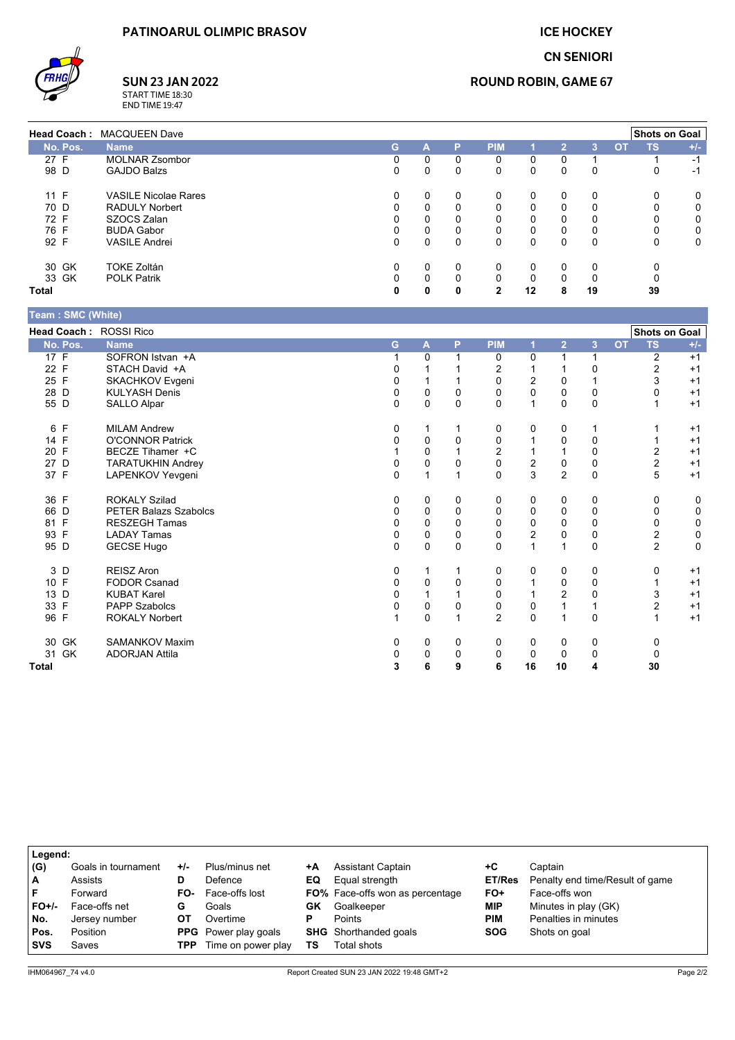PATINOARUL OLIMPIC BRASOV

ICE HOCKEY

CN SENIORI

ROUND ROBIN, GAME 67

SUN 23 JAN 2022
START TIME 18:30
END TIME 19:47

**Head Coach :** MACQUEEN Dave

| No. | Pos. | Name | G | A | P | PIM | 1 | 2 | 3 | OT | TS | +/- |
|---|---|---|---|---|---|---|---|---|---|---|---|---|
| 27 | F | MOLNAR Zsombor | 0 | 0 | 0 | 0 | 0 | 0 | 1 | | 1 | -1 |
| 98 | D | GAJDO Balzs | 0 | 0 | 0 | 0 | 0 | 0 | 0 | | 0 | -1 |
| 11 | F | VASILE Nicolae Rares | 0 | 0 | 0 | 0 | 0 | 0 | 0 | | 0 | 0 |
| 70 | D | RADULY Norbert | 0 | 0 | 0 | 0 | 0 | 0 | 0 | | 0 | 0 |
| 72 | F | SZOCS Zalan | 0 | 0 | 0 | 0 | 0 | 0 | 0 | | 0 | 0 |
| 76 | F | BUDA Gabor | 0 | 0 | 0 | 0 | 0 | 0 | 0 | | 0 | 0 |
| 92 | F | VASILE Andrei | 0 | 0 | 0 | 0 | 0 | 0 | 0 | | 0 | 0 |
| 30 | GK | TOKE Zoltán | 0 | 0 | 0 | 0 | 0 | 0 | 0 | | 0 | |
| 33 | GK | POLK Patrik | 0 | 0 | 0 | 0 | 0 | 0 | 0 | | 0 | |
| **Total** | | | **0** | **0** | **0** | **2** | **12** | **8** | **19** | | **39** | |

## Team : SMC (White)

**Head Coach :** ROSSI Rico

| No. | Pos. | Name | G | A | P | PIM | 1 | 2 | 3 | OT | TS | +/- |
|---|---|---|---|---|---|---|---|---|---|---|---|---|
| 17 | F | SOFRON Istvan +A | 1 | 0 | 1 | 0 | 0 | 1 | 1 | | 2 | +1 |
| 22 | F | STACH David +A | 0 | 1 | 1 | 2 | 1 | 1 | 0 | | 2 | +1 |
| 25 | F | SKACHKOV Evgeni | 0 | 1 | 1 | 0 | 2 | 0 | 1 | | 3 | +1 |
| 28 | D | KULYASH Denis | 0 | 0 | 0 | 0 | 0 | 0 | 0 | | 0 | +1 |
| 55 | D | SALLO Alpar | 0 | 0 | 0 | 0 | 1 | 0 | 0 | | 1 | +1 |
| 6 | F | MILAM Andrew | 0 | 1 | 1 | 0 | 0 | 0 | 1 | | 1 | +1 |
| 14 | F | O'CONNOR Patrick | 0 | 0 | 0 | 0 | 1 | 0 | 0 | | 1 | +1 |
| 20 | F | BECZE Tihamer +C | 1 | 0 | 1 | 2 | 1 | 1 | 0 | | 2 | +1 |
| 27 | D | TARATUKHIN Andrey | 0 | 0 | 0 | 0 | 2 | 0 | 0 | | 2 | +1 |
| 37 | F | LAPENKOV Yevgeni | 0 | 1 | 1 | 0 | 3 | 2 | 0 | | 5 | +1 |
| 36 | F | ROKALY Szilad | 0 | 0 | 0 | 0 | 0 | 0 | 0 | | 0 | 0 |
| 66 | D | PETER Balazs Szabolcs | 0 | 0 | 0 | 0 | 0 | 0 | 0 | | 0 | 0 |
| 81 | F | RESZEGH Tamas | 0 | 0 | 0 | 0 | 0 | 0 | 0 | | 0 | 0 |
| 93 | F | LADAY Tamas | 0 | 0 | 0 | 0 | 2 | 0 | 0 | | 2 | 0 |
| 95 | D | GECSE Hugo | 0 | 0 | 0 | 0 | 1 | 1 | 0 | | 2 | 0 |
| 3 | D | REISZ Aron | 0 | 1 | 1 | 0 | 0 | 0 | 0 | | 0 | +1 |
| 10 | F | FODOR Csanad | 0 | 0 | 0 | 0 | 1 | 0 | 0 | | 1 | +1 |
| 13 | D | KUBAT Karel | 0 | 1 | 1 | 0 | 1 | 2 | 0 | | 3 | +1 |
| 33 | F | PAPP Szabolcs | 0 | 0 | 0 | 0 | 0 | 1 | 1 | | 2 | +1 |
| 96 | F | ROKALY Norbert | 1 | 0 | 1 | 2 | 0 | 1 | 0 | | 1 | +1 |
| 30 | GK | SAMANKOV Maxim | 0 | 0 | 0 | 0 | 0 | 0 | 0 | | 0 | |
| 31 | GK | ADORJAN Attila | 0 | 0 | 0 | 0 | 0 | 0 | 0 | | 0 | |
| **Total** | | | **3** | **6** | **9** | **6** | **16** | **10** | **4** | | **30** | |

**Legend:**

| | | | | | | | |
|---|---|---|---|---|---|---|---|
| (G) | Goals in tournament | +/- | Plus/minus net | +A | Assistant Captain | +C | Captain |
| A | Assists | D | Defence | EQ | Equal strength | ET/Res | Penalty end time/Result of game |
| F | Forward | FO- | Face-offs lost | FO% | Face-offs won as percentage | FO+ | Face-offs won |
| FO+/- | Face-offs net | G | Goals | GK | Goalkeeper | MIP | Minutes in play (GK) |
| No. | Jersey number | OT | Overtime | P | Points | PIM | Penalties in minutes |
| Pos. | Position | PPG | Power play goals | SHG | Shorthanded goals | SOG | Shots on goal |
| SVS | Saves | TPP | Time on power play | TS | Total shots | | |

IHM064967_74 v4.0 Report Created SUN 23 JAN 2022 19:48 GMT+2